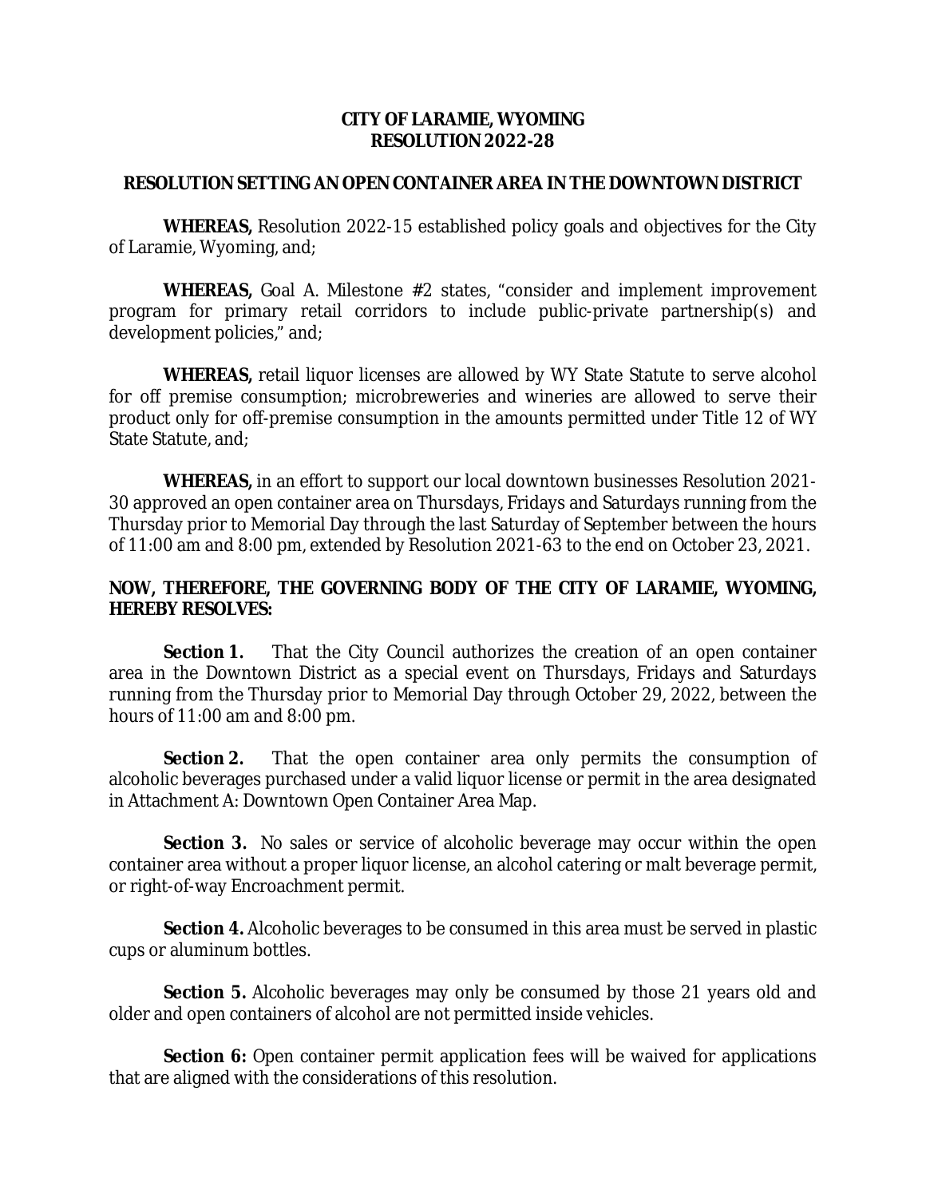**CITY OF LARAMIE, WYOMING**
**RESOLUTION 2022-28**

**RESOLUTION SETTING AN OPEN CONTAINER AREA IN THE DOWNTOWN DISTRICT**

**WHEREAS,** Resolution 2022-15 established policy goals and objectives for the City of Laramie, Wyoming, and;

**WHEREAS,** Goal A. Milestone #2 states, "consider and implement improvement program for primary retail corridors to include public-private partnership(s) and development policies," and;

**WHEREAS,** retail liquor licenses are allowed by WY State Statute to serve alcohol for off premise consumption; microbreweries and wineries are allowed to serve their product only for off-premise consumption in the amounts permitted under Title 12 of WY State Statute, and;

**WHEREAS,** in an effort to support our local downtown businesses Resolution 2021-30 approved an open container area on Thursdays, Fridays and Saturdays running from the Thursday prior to Memorial Day through the last Saturday of September between the hours of 11:00 am and 8:00 pm, extended by Resolution 2021-63 to the end on October 23, 2021.

**NOW, THEREFORE, THE GOVERNING BODY OF THE CITY OF LARAMIE, WYOMING, HEREBY RESOLVES:**

**Section 1.** That the City Council authorizes the creation of an open container area in the Downtown District as a special event on Thursdays, Fridays and Saturdays running from the Thursday prior to Memorial Day through October 29, 2022, between the hours of 11:00 am and 8:00 pm.

**Section 2.** That the open container area only permits the consumption of alcoholic beverages purchased under a valid liquor license or permit in the area designated in Attachment A: Downtown Open Container Area Map.

**Section 3.** No sales or service of alcoholic beverage may occur within the open container area without a proper liquor license, an alcohol catering or malt beverage permit, or right-of-way Encroachment permit.

**Section 4.** Alcoholic beverages to be consumed in this area must be served in plastic cups or aluminum bottles.

**Section 5.** Alcoholic beverages may only be consumed by those 21 years old and older and open containers of alcohol are not permitted inside vehicles.

**Section 6:** Open container permit application fees will be waived for applications that are aligned with the considerations of this resolution.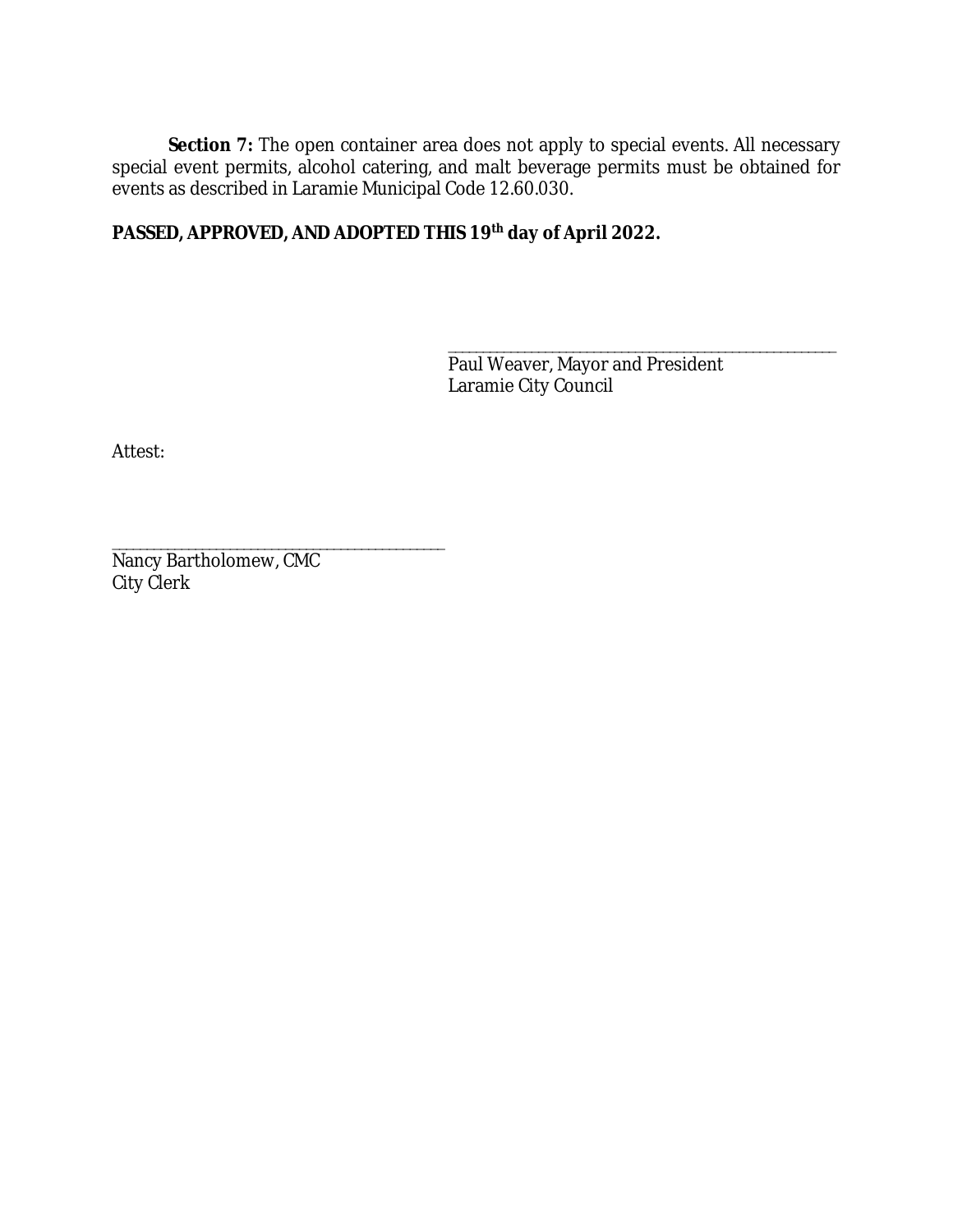**Section 7:** The open container area does not apply to special events. All necessary special event permits, alcohol catering, and malt beverage permits must be obtained for events as described in Laramie Municipal Code 12.60.030.

**PASSED, APPROVED, AND ADOPTED THIS 19th day of April 2022.**

\_\_\_\_\_\_\_\_\_\_\_\_\_\_\_\_\_\_\_\_\_\_\_\_\_\_\_\_\_\_\_\_\_\_\_\_\_\_\_\_\_\_\_\_\_\_\_\_  
Paul Weaver, Mayor and President  
Laramie City Council

Attest:

\_\_\_\_\_\_\_\_\_\_\_\_\_\_\_\_\_\_\_\_\_\_\_\_\_\_\_\_\_\_\_\_\_\_\_\_\_\_\_\_\_\_  
Nancy Bartholomew, CMC  
City Clerk